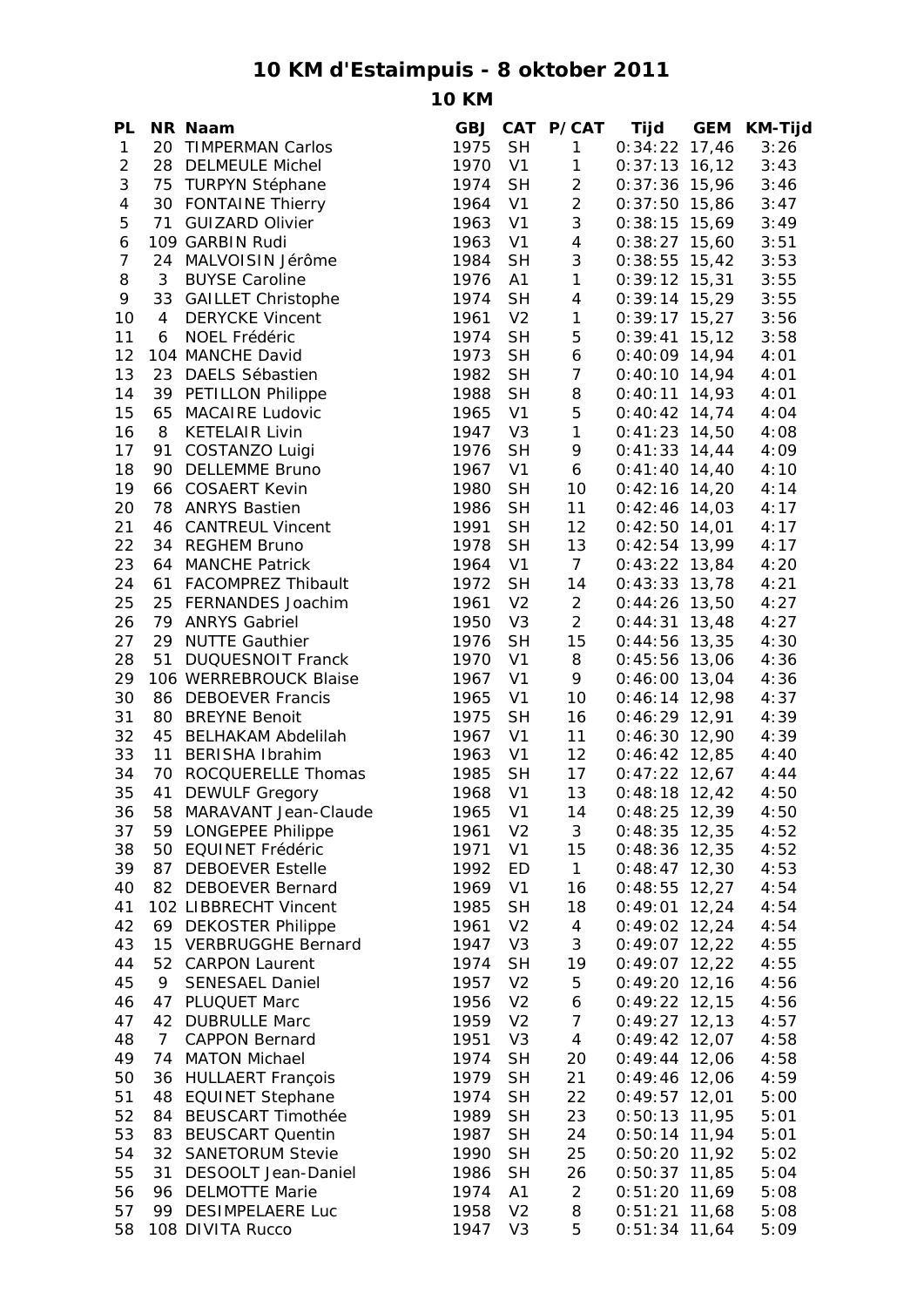# 10 KM d'Estaimpuis - 8 oktober 2011

## 10 KM

| PL | NR | Naam | GBJ | CAT | P/CAT | Tijd | GEM | KM-Tijd |
|---|---|---|---|---|---|---|---|---|
| 1 | 20 | TIMPERMAN Carlos | 1975 | SH | 1 | 0:34:22 | 17,46 | 3:26 |
| 2 | 28 | DELMEULE Michel | 1970 | V1 | 1 | 0:37:13 | 16,12 | 3:43 |
| 3 | 75 | TURPYN Stéphane | 1974 | SH | 2 | 0:37:36 | 15,96 | 3:46 |
| 4 | 30 | FONTAINE Thierry | 1964 | V1 | 2 | 0:37:50 | 15,86 | 3:47 |
| 5 | 71 | GUIZARD Olivier | 1963 | V1 | 3 | 0:38:15 | 15,69 | 3:49 |
| 6 | 109 | GARBIN Rudi | 1963 | V1 | 4 | 0:38:27 | 15,60 | 3:51 |
| 7 | 24 | MALVOISIN Jérôme | 1984 | SH | 3 | 0:38:55 | 15,42 | 3:53 |
| 8 | 3 | BUYSE Caroline | 1976 | A1 | 1 | 0:39:12 | 15,31 | 3:55 |
| 9 | 33 | GAILLET Christophe | 1974 | SH | 4 | 0:39:14 | 15,29 | 3:55 |
| 10 | 4 | DERYCKE Vincent | 1961 | V2 | 1 | 0:39:17 | 15,27 | 3:56 |
| 11 | 6 | NOEL Frédéric | 1974 | SH | 5 | 0:39:41 | 15,12 | 3:58 |
| 12 | 104 | MANCHE David | 1973 | SH | 6 | 0:40:09 | 14,94 | 4:01 |
| 13 | 23 | DAELS Sébastien | 1982 | SH | 7 | 0:40:10 | 14,94 | 4:01 |
| 14 | 39 | PETILLON Philippe | 1988 | SH | 8 | 0:40:11 | 14,93 | 4:01 |
| 15 | 65 | MACAIRE Ludovic | 1965 | V1 | 5 | 0:40:42 | 14,74 | 4:04 |
| 16 | 8 | KETELAIR Livin | 1947 | V3 | 1 | 0:41:23 | 14,50 | 4:08 |
| 17 | 91 | COSTANZO Luigi | 1976 | SH | 9 | 0:41:33 | 14,44 | 4:09 |
| 18 | 90 | DELLEMME Bruno | 1967 | V1 | 6 | 0:41:40 | 14,40 | 4:10 |
| 19 | 66 | COSAERT Kevin | 1980 | SH | 10 | 0:42:16 | 14,20 | 4:14 |
| 20 | 78 | ANRYS Bastien | 1986 | SH | 11 | 0:42:46 | 14,03 | 4:17 |
| 21 | 46 | CANTREUL Vincent | 1991 | SH | 12 | 0:42:50 | 14,01 | 4:17 |
| 22 | 34 | REGHEM Bruno | 1978 | SH | 13 | 0:42:54 | 13,99 | 4:17 |
| 23 | 64 | MANCHE Patrick | 1964 | V1 | 7 | 0:43:22 | 13,84 | 4:20 |
| 24 | 61 | FACOMPREZ Thibault | 1972 | SH | 14 | 0:43:33 | 13,78 | 4:21 |
| 25 | 25 | FERNANDES Joachim | 1961 | V2 | 2 | 0:44:26 | 13,50 | 4:27 |
| 26 | 79 | ANRYS Gabriel | 1950 | V3 | 2 | 0:44:31 | 13,48 | 4:27 |
| 27 | 29 | NUTTE Gauthier | 1976 | SH | 15 | 0:44:56 | 13,35 | 4:30 |
| 28 | 51 | DUQUESNOIT Franck | 1970 | V1 | 8 | 0:45:56 | 13,06 | 4:36 |
| 29 | 106 | WERREBROUCK Blaise | 1967 | V1 | 9 | 0:46:00 | 13,04 | 4:36 |
| 30 | 86 | DEBOEVER Francis | 1965 | V1 | 10 | 0:46:14 | 12,98 | 4:37 |
| 31 | 80 | BREYNE Benoit | 1975 | SH | 16 | 0:46:29 | 12,91 | 4:39 |
| 32 | 45 | BELHAKAM Abdelilah | 1967 | V1 | 11 | 0:46:30 | 12,90 | 4:39 |
| 33 | 11 | BERISHA Ibrahim | 1963 | V1 | 12 | 0:46:42 | 12,85 | 4:40 |
| 34 | 70 | ROCQUERELLE Thomas | 1985 | SH | 17 | 0:47:22 | 12,67 | 4:44 |
| 35 | 41 | DEWULF Gregory | 1968 | V1 | 13 | 0:48:18 | 12,42 | 4:50 |
| 36 | 58 | MARAVANT Jean-Claude | 1965 | V1 | 14 | 0:48:25 | 12,39 | 4:50 |
| 37 | 59 | LONGEPEE Philippe | 1961 | V2 | 3 | 0:48:35 | 12,35 | 4:52 |
| 38 | 50 | EQUINET Frédéric | 1971 | V1 | 15 | 0:48:36 | 12,35 | 4:52 |
| 39 | 87 | DEBOEVER Estelle | 1992 | ED | 1 | 0:48:47 | 12,30 | 4:53 |
| 40 | 82 | DEBOEVER Bernard | 1969 | V1 | 16 | 0:48:55 | 12,27 | 4:54 |
| 41 | 102 | LIBBRECHT Vincent | 1985 | SH | 18 | 0:49:01 | 12,24 | 4:54 |
| 42 | 69 | DEKOSTER Philippe | 1961 | V2 | 4 | 0:49:02 | 12,24 | 4:54 |
| 43 | 15 | VERBRUGGHE Bernard | 1947 | V3 | 3 | 0:49:07 | 12,22 | 4:55 |
| 44 | 52 | CARPON Laurent | 1974 | SH | 19 | 0:49:07 | 12,22 | 4:55 |
| 45 | 9 | SENESAEL Daniel | 1957 | V2 | 5 | 0:49:20 | 12,16 | 4:56 |
| 46 | 47 | PLUQUET Marc | 1956 | V2 | 6 | 0:49:22 | 12,15 | 4:56 |
| 47 | 42 | DUBRULLE Marc | 1959 | V2 | 7 | 0:49:27 | 12,13 | 4:57 |
| 48 | 7 | CAPPON Bernard | 1951 | V3 | 4 | 0:49:42 | 12,07 | 4:58 |
| 49 | 74 | MATON Michael | 1974 | SH | 20 | 0:49:44 | 12,06 | 4:58 |
| 50 | 36 | HULLAERT François | 1979 | SH | 21 | 0:49:46 | 12,06 | 4:59 |
| 51 | 48 | EQUINET Stephane | 1974 | SH | 22 | 0:49:57 | 12,01 | 5:00 |
| 52 | 84 | BEUSCART Timothée | 1989 | SH | 23 | 0:50:13 | 11,95 | 5:01 |
| 53 | 83 | BEUSCART Quentin | 1987 | SH | 24 | 0:50:14 | 11,94 | 5:01 |
| 54 | 32 | SANETORUM Stevie | 1990 | SH | 25 | 0:50:20 | 11,92 | 5:02 |
| 55 | 31 | DESOOLT Jean-Daniel | 1986 | SH | 26 | 0:50:37 | 11,85 | 5:04 |
| 56 | 96 | DELMOTTE Marie | 1974 | A1 | 2 | 0:51:20 | 11,69 | 5:08 |
| 57 | 99 | DESIMPELAERE Luc | 1958 | V2 | 8 | 0:51:21 | 11,68 | 5:08 |
| 58 | 108 | DIVITA Rucco | 1947 | V3 | 5 | 0:51:34 | 11,64 | 5:09 |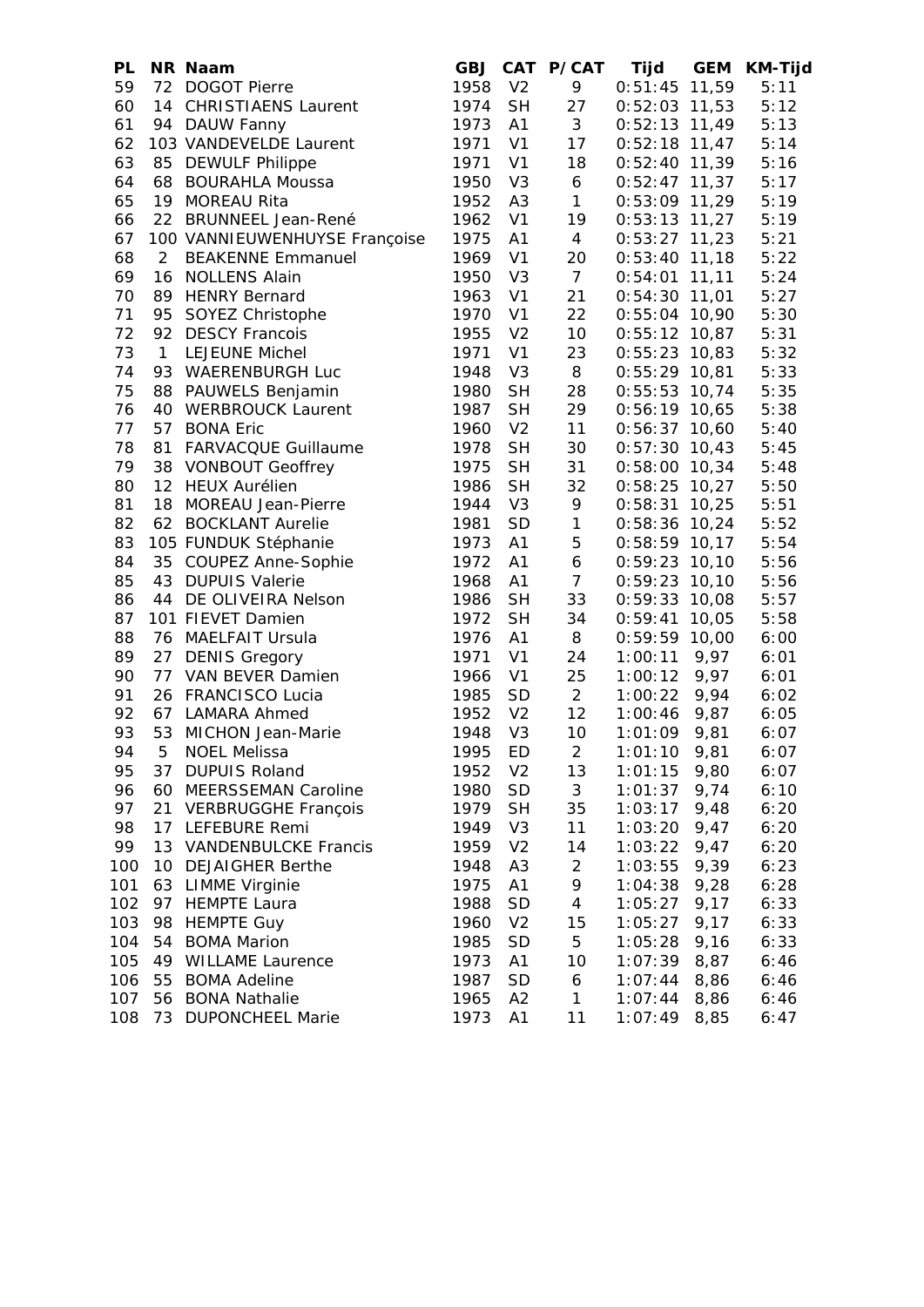| PL | NR | Naam | GBJ | CAT | P/CAT | Tijd | GEM | KM-Tijd |
|---|---|---|---|---|---|---|---|---|
| 59 | 72 | DOGOT Pierre | 1958 | V2 | 9 | 0:51:45 | 11,59 | 5:11 |
| 60 | 14 | CHRISTIAENS Laurent | 1974 | SH | 27 | 0:52:03 | 11,53 | 5:12 |
| 61 | 94 | DAUW Fanny | 1973 | A1 | 3 | 0:52:13 | 11,49 | 5:13 |
| 62 | 103 | VANDEVELDE Laurent | 1971 | V1 | 17 | 0:52:18 | 11,47 | 5:14 |
| 63 | 85 | DEWULF Philippe | 1971 | V1 | 18 | 0:52:40 | 11,39 | 5:16 |
| 64 | 68 | BOURAHLA Moussa | 1950 | V3 | 6 | 0:52:47 | 11,37 | 5:17 |
| 65 | 19 | MOREAU Rita | 1952 | A3 | 1 | 0:53:09 | 11,29 | 5:19 |
| 66 | 22 | BRUNNEEL Jean-René | 1962 | V1 | 19 | 0:53:13 | 11,27 | 5:19 |
| 67 | 100 | VANNIEUWENHUYSE Françoise | 1975 | A1 | 4 | 0:53:27 | 11,23 | 5:21 |
| 68 | 2 | BEAKENNE Emmanuel | 1969 | V1 | 20 | 0:53:40 | 11,18 | 5:22 |
| 69 | 16 | NOLLENS Alain | 1950 | V3 | 7 | 0:54:01 | 11,11 | 5:24 |
| 70 | 89 | HENRY Bernard | 1963 | V1 | 21 | 0:54:30 | 11,01 | 5:27 |
| 71 | 95 | SOYEZ Christophe | 1970 | V1 | 22 | 0:55:04 | 10,90 | 5:30 |
| 72 | 92 | DESCY Francois | 1955 | V2 | 10 | 0:55:12 | 10,87 | 5:31 |
| 73 | 1 | LEJEUNE Michel | 1971 | V1 | 23 | 0:55:23 | 10,83 | 5:32 |
| 74 | 93 | WAERENBURGH Luc | 1948 | V3 | 8 | 0:55:29 | 10,81 | 5:33 |
| 75 | 88 | PAUWELS Benjamin | 1980 | SH | 28 | 0:55:53 | 10,74 | 5:35 |
| 76 | 40 | WERBROUCK Laurent | 1987 | SH | 29 | 0:56:19 | 10,65 | 5:38 |
| 77 | 57 | BONA Eric | 1960 | V2 | 11 | 0:56:37 | 10,60 | 5:40 |
| 78 | 81 | FARVACQUE Guillaume | 1978 | SH | 30 | 0:57:30 | 10,43 | 5:45 |
| 79 | 38 | VONBOUT Geoffrey | 1975 | SH | 31 | 0:58:00 | 10,34 | 5:48 |
| 80 | 12 | HEUX Aurélien | 1986 | SH | 32 | 0:58:25 | 10,27 | 5:50 |
| 81 | 18 | MOREAU Jean-Pierre | 1944 | V3 | 9 | 0:58:31 | 10,25 | 5:51 |
| 82 | 62 | BOCKLANT Aurelie | 1981 | SD | 1 | 0:58:36 | 10,24 | 5:52 |
| 83 | 105 | FUNDUK Stéphanie | 1973 | A1 | 5 | 0:58:59 | 10,17 | 5:54 |
| 84 | 35 | COUPEZ Anne-Sophie | 1972 | A1 | 6 | 0:59:23 | 10,10 | 5:56 |
| 85 | 43 | DUPUIS Valerie | 1968 | A1 | 7 | 0:59:23 | 10,10 | 5:56 |
| 86 | 44 | DE OLIVEIRA Nelson | 1986 | SH | 33 | 0:59:33 | 10,08 | 5:57 |
| 87 | 101 | FIEVET Damien | 1972 | SH | 34 | 0:59:41 | 10,05 | 5:58 |
| 88 | 76 | MAELFAIT Ursula | 1976 | A1 | 8 | 0:59:59 | 10,00 | 6:00 |
| 89 | 27 | DENIS Gregory | 1971 | V1 | 24 | 1:00:11 | 9,97 | 6:01 |
| 90 | 77 | VAN BEVER Damien | 1966 | V1 | 25 | 1:00:12 | 9,97 | 6:01 |
| 91 | 26 | FRANCISCO Lucia | 1985 | SD | 2 | 1:00:22 | 9,94 | 6:02 |
| 92 | 67 | LAMARA Ahmed | 1952 | V2 | 12 | 1:00:46 | 9,87 | 6:05 |
| 93 | 53 | MICHON Jean-Marie | 1948 | V3 | 10 | 1:01:09 | 9,81 | 6:07 |
| 94 | 5 | NOEL Melissa | 1995 | ED | 2 | 1:01:10 | 9,81 | 6:07 |
| 95 | 37 | DUPUIS Roland | 1952 | V2 | 13 | 1:01:15 | 9,80 | 6:07 |
| 96 | 60 | MEERSSEMAN Caroline | 1980 | SD | 3 | 1:01:37 | 9,74 | 6:10 |
| 97 | 21 | VERBRUGGHE François | 1979 | SH | 35 | 1:03:17 | 9,48 | 6:20 |
| 98 | 17 | LEFEBURE Remi | 1949 | V3 | 11 | 1:03:20 | 9,47 | 6:20 |
| 99 | 13 | VANDENBULCKE Francis | 1959 | V2 | 14 | 1:03:22 | 9,47 | 6:20 |
| 100 | 10 | DEJAIGHER Berthe | 1948 | A3 | 2 | 1:03:55 | 9,39 | 6:23 |
| 101 | 63 | LIMME Virginie | 1975 | A1 | 9 | 1:04:38 | 9,28 | 6:28 |
| 102 | 97 | HEMPTE Laura | 1988 | SD | 4 | 1:05:27 | 9,17 | 6:33 |
| 103 | 98 | HEMPTE Guy | 1960 | V2 | 15 | 1:05:27 | 9,17 | 6:33 |
| 104 | 54 | BOMA Marion | 1985 | SD | 5 | 1:05:28 | 9,16 | 6:33 |
| 105 | 49 | WILLAME Laurence | 1973 | A1 | 10 | 1:07:39 | 8,87 | 6:46 |
| 106 | 55 | BOMA Adeline | 1987 | SD | 6 | 1:07:44 | 8,86 | 6:46 |
| 107 | 56 | BONA Nathalie | 1965 | A2 | 1 | 1:07:44 | 8,86 | 6:46 |
| 108 | 73 | DUPONCHEEL Marie | 1973 | A1 | 11 | 1:07:49 | 8,85 | 6:47 |